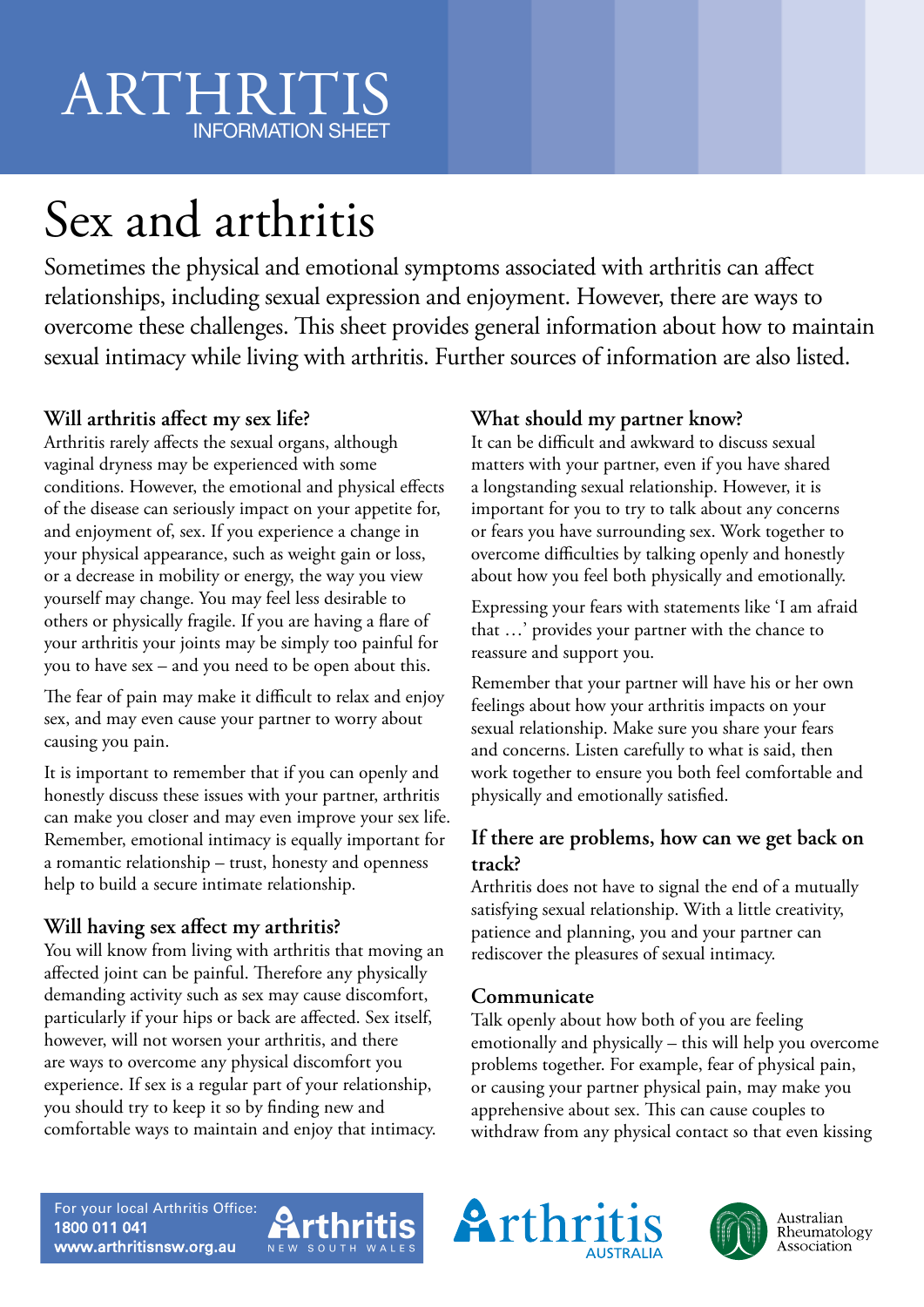# ARTHRITIS
INFORMATION SHEET

# Sex and arthritis

Sometimes the physical and emotional symptoms associated with arthritis can affect relationships, including sexual expression and enjoyment. However, there are ways to overcome these challenges. This sheet provides general information about how to maintain sexual intimacy while living with arthritis. Further sources of information are also listed.

## Will arthritis affect my sex life?

Arthritis rarely affects the sexual organs, although vaginal dryness may be experienced with some conditions. However, the emotional and physical effects of the disease can seriously impact on your appetite for, and enjoyment of, sex. If you experience a change in your physical appearance, such as weight gain or loss, or a decrease in mobility or energy, the way you view yourself may change. You may feel less desirable to others or physically fragile. If you are having a flare of your arthritis your joints may be simply too painful for you to have sex – and you need to be open about this.

The fear of pain may make it difficult to relax and enjoy sex, and may even cause your partner to worry about causing you pain.

It is important to remember that if you can openly and honestly discuss these issues with your partner, arthritis can make you closer and may even improve your sex life. Remember, emotional intimacy is equally important for a romantic relationship – trust, honesty and openness help to build a secure intimate relationship.

## Will having sex affect my arthritis?

You will know from living with arthritis that moving an affected joint can be painful. Therefore any physically demanding activity such as sex may cause discomfort, particularly if your hips or back are affected. Sex itself, however, will not worsen your arthritis, and there are ways to overcome any physical discomfort you experience. If sex is a regular part of your relationship, you should try to keep it so by finding new and comfortable ways to maintain and enjoy that intimacy.

## What should my partner know?

It can be difficult and awkward to discuss sexual matters with your partner, even if you have shared a longstanding sexual relationship. However, it is important for you to try to talk about any concerns or fears you have surrounding sex. Work together to overcome difficulties by talking openly and honestly about how you feel both physically and emotionally.

Expressing your fears with statements like 'I am afraid that …' provides your partner with the chance to reassure and support you.

Remember that your partner will have his or her own feelings about how your arthritis impacts on your sexual relationship. Make sure you share your fears and concerns. Listen carefully to what is said, then work together to ensure you both feel comfortable and physically and emotionally satisfied.

## If there are problems, how can we get back on track?

Arthritis does not have to signal the end of a mutually satisfying sexual relationship. With a little creativity, patience and planning, you and your partner can rediscover the pleasures of sexual intimacy.

### Communicate

Talk openly about how both of you are feeling emotionally and physically – this will help you overcome problems together. For example, fear of physical pain, or causing your partner physical pain, may make you apprehensive about sex. This can cause couples to withdraw from any physical contact so that even kissing

For your local Arthritis Office:
**1800 011 041**
**www.arthritisnsw.org.au**

Arthritis NEW SOUTH WALES

Arthritis AUSTRALIA

Australian Rheumatology Association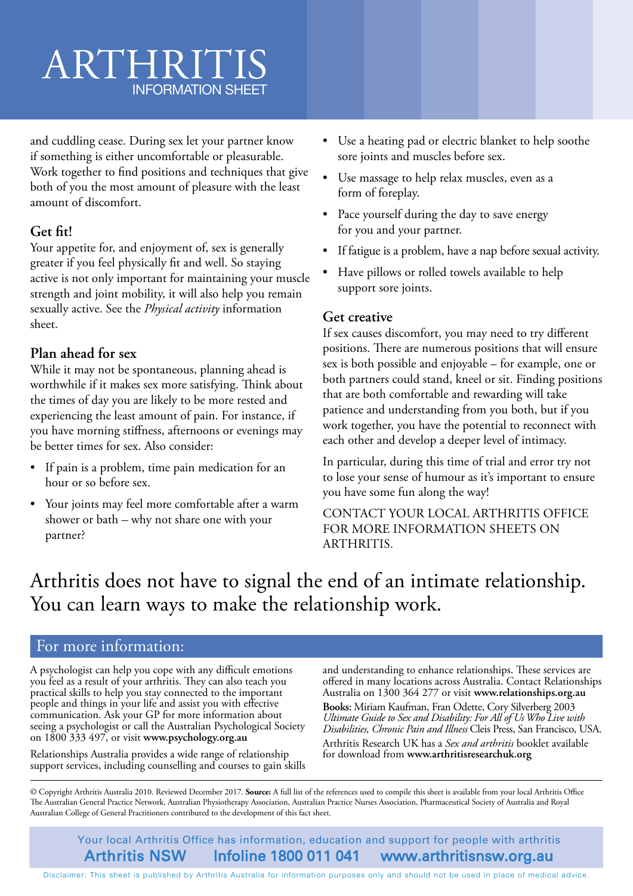# ARTHRITIS INFORMATION SHEET

and cuddling cease. During sex let your partner know if something is either uncomfortable or pleasurable. Work together to find positions and techniques that give both of you the most amount of pleasure with the least amount of discomfort.

### Get fit!

Your appetite for, and enjoyment of, sex is generally greater if you feel physically fit and well. So staying active is not only important for maintaining your muscle strength and joint mobility, it will also help you remain sexually active. See the *Physical activity* information sheet.

### Plan ahead for sex

While it may not be spontaneous, planning ahead is worthwhile if it makes sex more satisfying. Think about the times of day you are likely to be more rested and experiencing the least amount of pain. For instance, if you have morning stiffness, afternoons or evenings may be better times for sex. Also consider:

- If pain is a problem, time pain medication for an hour or so before sex.
- Your joints may feel more comfortable after a warm shower or bath – why not share one with your partner?
- Use a heating pad or electric blanket to help soothe sore joints and muscles before sex.
- Use massage to help relax muscles, even as a form of foreplay.
- Pace yourself during the day to save energy for you and your partner.
- If fatigue is a problem, have a nap before sexual activity.
- Have pillows or rolled towels available to help support sore joints.

### Get creative

If sex causes discomfort, you may need to try different positions. There are numerous positions that will ensure sex is both possible and enjoyable – for example, one or both partners could stand, kneel or sit. Finding positions that are both comfortable and rewarding will take patience and understanding from you both, but if you work together, you have the potential to reconnect with each other and develop a deeper level of intimacy.

In particular, during this time of trial and error try not to lose your sense of humour as it's important to ensure you have some fun along the way!

CONTACT YOUR LOCAL ARTHRITIS OFFICE FOR MORE INFORMATION SHEETS ON ARTHRITIS.

## Arthritis does not have to signal the end of an intimate relationship. You can learn ways to make the relationship work.

## For more information:

A psychologist can help you cope with any difficult emotions you feel as a result of your arthritis. They can also teach you practical skills to help you stay connected to the important people and things in your life and assist you with effective communication. Ask your GP for more information about seeing a psychologist or call the Australian Psychological Society on 1800 333 497, or visit **www.psychology.org.au**

Relationships Australia provides a wide range of relationship support services, including counselling and courses to gain skills and understanding to enhance relationships. These services are offered in many locations across Australia. Contact Relationships Australia on 1300 364 277 or visit **www.relationships.org.au**

**Books:** Miriam Kaufman, Fran Odette, Cory Silverberg 2003 *Ultimate Guide to Sex and Disability: For All of Us Who Live with Disabilities, Chronic Pain and Illness* Cleis Press, San Francisco, USA.

Arthritis Research UK has a *Sex and arthritis* booklet available for download from **www.arthritisresearchuk.org**

© Copyright Arthritis Australia 2010. Reviewed December 2017. **Source:** A full list of the references used to compile this sheet is available from your local Arthritis Office The Australian General Practice Network, Australian Physiotherapy Association, Australian Practice Nurses Association, Pharmaceutical Society of Australia and Royal Australian College of General Practitioners contributed to the development of this fact sheet.

Your local Arthritis Office has information, education and support for people with arthritis

**Arthritis NSW    Infoline 1800 011 041    www.arthritisnsw.org.au**

Disclaimer: This sheet is published by Arthritis Australia for information purposes only and should not be used in place of medical advice.